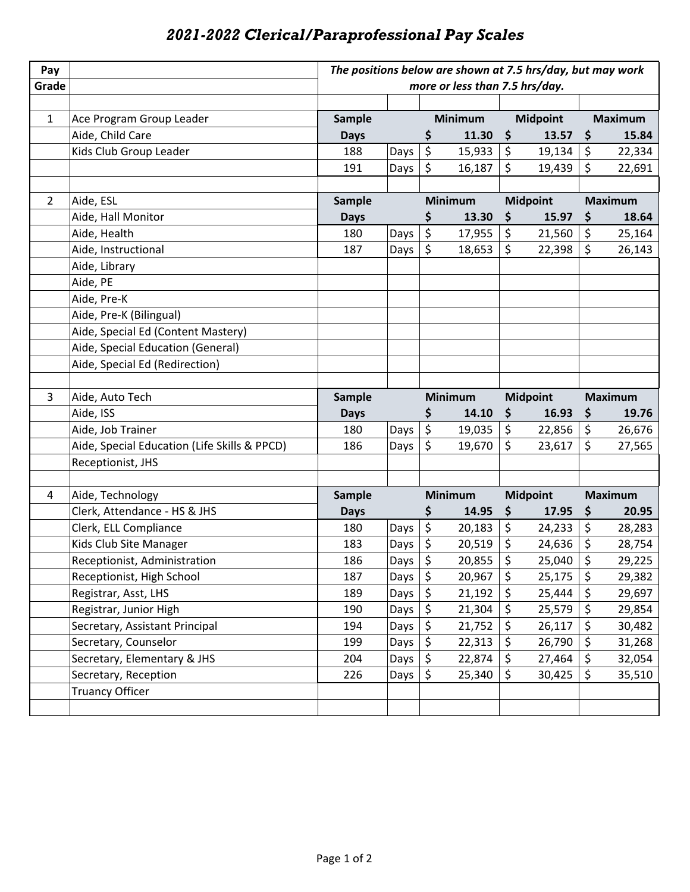# *2021-2022 Clerical/Paraprofessional Pay Scales*

| Pay Grade | | *The positions below are shown at 7.5 hrs/day, but may work more or less than 7.5 hrs/day.* | | | | |
|---|---|---|---|---|---|---|
| | | | | | | |
| 1 | Ace Program Group Leader | **Sample** | | **Minimum** | **Midpoint** | **Maximum** |
| | Aide, Child Care | **Days** | | **$ 11.30** | **$ 13.57** | **$ 15.84** |
| | Kids Club Group Leader | 188 | Days | $ 15,933 | $ 19,134 | $ 22,334 |
| | | 191 | Days | $ 16,187 | $ 19,439 | $ 22,691 |
| | | | | | | |
| 2 | Aide, ESL | **Sample** | | **Minimum** | **Midpoint** | **Maximum** |
| | Aide, Hall Monitor | **Days** | | **$ 13.30** | **$ 15.97** | **$ 18.64** |
| | Aide, Health | 180 | Days | $ 17,955 | $ 21,560 | $ 25,164 |
| | Aide, Instructional | 187 | Days | $ 18,653 | $ 22,398 | $ 26,143 |
| | Aide, Library | | | | | |
| | Aide, PE | | | | | |
| | Aide, Pre-K | | | | | |
| | Aide, Pre-K (Bilingual) | | | | | |
| | Aide, Special Ed (Content Mastery) | | | | | |
| | Aide, Special Education (General) | | | | | |
| | Aide, Special Ed (Redirection) | | | | | |
| | | | | | | |
| 3 | Aide, Auto Tech | **Sample** | | **Minimum** | **Midpoint** | **Maximum** |
| | Aide, ISS | **Days** | | **$ 14.10** | **$ 16.93** | **$ 19.76** |
| | Aide, Job Trainer | 180 | Days | $ 19,035 | $ 22,856 | $ 26,676 |
| | Aide, Special Education (Life Skills & PPCD) | 186 | Days | $ 19,670 | $ 23,617 | $ 27,565 |
| | Receptionist, JHS | | | | | |
| | | | | | | |
| 4 | Aide, Technology | **Sample** | | **Minimum** | **Midpoint** | **Maximum** |
| | Clerk, Attendance - HS & JHS | **Days** | | **$ 14.95** | **$ 17.95** | **$ 20.95** |
| | Clerk, ELL Compliance | 180 | Days | $ 20,183 | $ 24,233 | $ 28,283 |
| | Kids Club Site Manager | 183 | Days | $ 20,519 | $ 24,636 | $ 28,754 |
| | Receptionist, Administration | 186 | Days | $ 20,855 | $ 25,040 | $ 29,225 |
| | Receptionist, High School | 187 | Days | $ 20,967 | $ 25,175 | $ 29,382 |
| | Registrar, Asst, LHS | 189 | Days | $ 21,192 | $ 25,444 | $ 29,697 |
| | Registrar, Junior High | 190 | Days | $ 21,304 | $ 25,579 | $ 29,854 |
| | Secretary, Assistant Principal | 194 | Days | $ 21,752 | $ 26,117 | $ 30,482 |
| | Secretary, Counselor | 199 | Days | $ 22,313 | $ 26,790 | $ 31,268 |
| | Secretary, Elementary & JHS | 204 | Days | $ 22,874 | $ 27,464 | $ 32,054 |
| | Secretary, Reception | 226 | Days | $ 25,340 | $ 30,425 | $ 35,510 |
| | Truancy Officer | | | | | |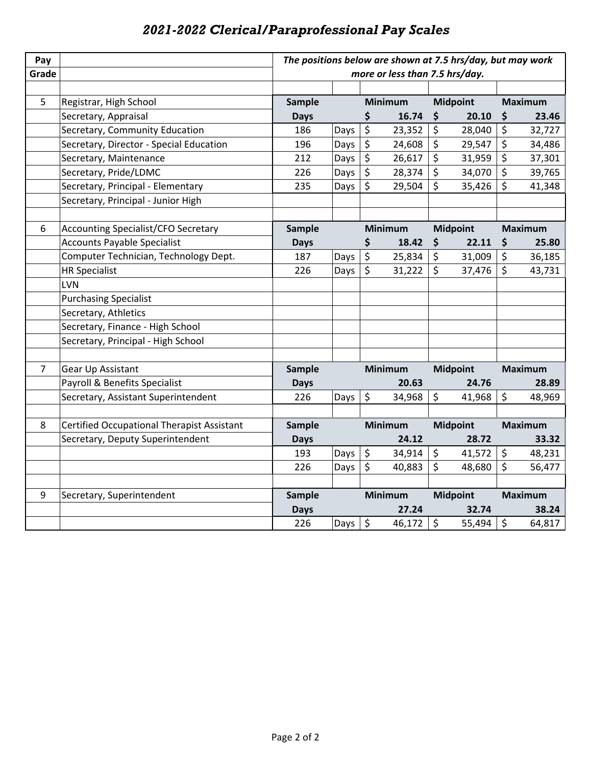# *2021-2022 Clerical/Paraprofessional Pay Scales*

| Pay Grade | | *The positions below are shown at 7.5 hrs/day, but may work more or less than 7.5 hrs/day.* | | | | |
|---|---|---|---|---|---|---|
| | | | | | | |
| 5 | Registrar, High School | **Sample** | | **Minimum** | **Midpoint** | **Maximum** |
| | Secretary, Appraisal | **Days** | | **$ 16.74** | **$ 20.10** | **$ 23.46** |
| | Secretary, Community Education | 186 | Days | $ 23,352 | $ 28,040 | $ 32,727 |
| | Secretary, Director - Special Education | 196 | Days | $ 24,608 | $ 29,547 | $ 34,486 |
| | Secretary, Maintenance | 212 | Days | $ 26,617 | $ 31,959 | $ 37,301 |
| | Secretary, Pride/LDMC | 226 | Days | $ 28,374 | $ 34,070 | $ 39,765 |
| | Secretary, Principal - Elementary | 235 | Days | $ 29,504 | $ 35,426 | $ 41,348 |
| | Secretary, Principal - Junior High | | | | | |
| | | | | | | |
| 6 | Accounting Specialist/CFO Secretary | **Sample** | | **Minimum** | **Midpoint** | **Maximum** |
| | Accounts Payable Specialist | **Days** | | **$ 18.42** | **$ 22.11** | **$ 25.80** |
| | Computer Technician, Technology Dept. | 187 | Days | $ 25,834 | $ 31,009 | $ 36,185 |
| | HR Specialist | 226 | Days | $ 31,222 | $ 37,476 | $ 43,731 |
| | LVN | | | | | |
| | Purchasing Specialist | | | | | |
| | Secretary, Athletics | | | | | |
| | Secretary, Finance - High School | | | | | |
| | Secretary, Principal - High School | | | | | |
| | | | | | | |
| 7 | Gear Up Assistant | **Sample** | | **Minimum** | **Midpoint** | **Maximum** |
| | Payroll & Benefits Specialist | **Days** | | **20.63** | **24.76** | **28.89** |
| | Secretary, Assistant Superintendent | 226 | Days | $ 34,968 | $ 41,968 | $ 48,969 |
| | | | | | | |
| 8 | Certified Occupational Therapist Assistant | **Sample** | | **Minimum** | **Midpoint** | **Maximum** |
| | Secretary, Deputy Superintendent | **Days** | | **24.12** | **28.72** | **33.32** |
| | | 193 | Days | $ 34,914 | $ 41,572 | $ 48,231 |
| | | 226 | Days | $ 40,883 | $ 48,680 | $ 56,477 |
| | | | | | | |
| 9 | Secretary, Superintendent | **Sample** | | **Minimum** | **Midpoint** | **Maximum** |
| | | **Days** | | **27.24** | **32.74** | **38.24** |
| | | 226 | Days | $ 46,172 | $ 55,494 | $ 64,817 |